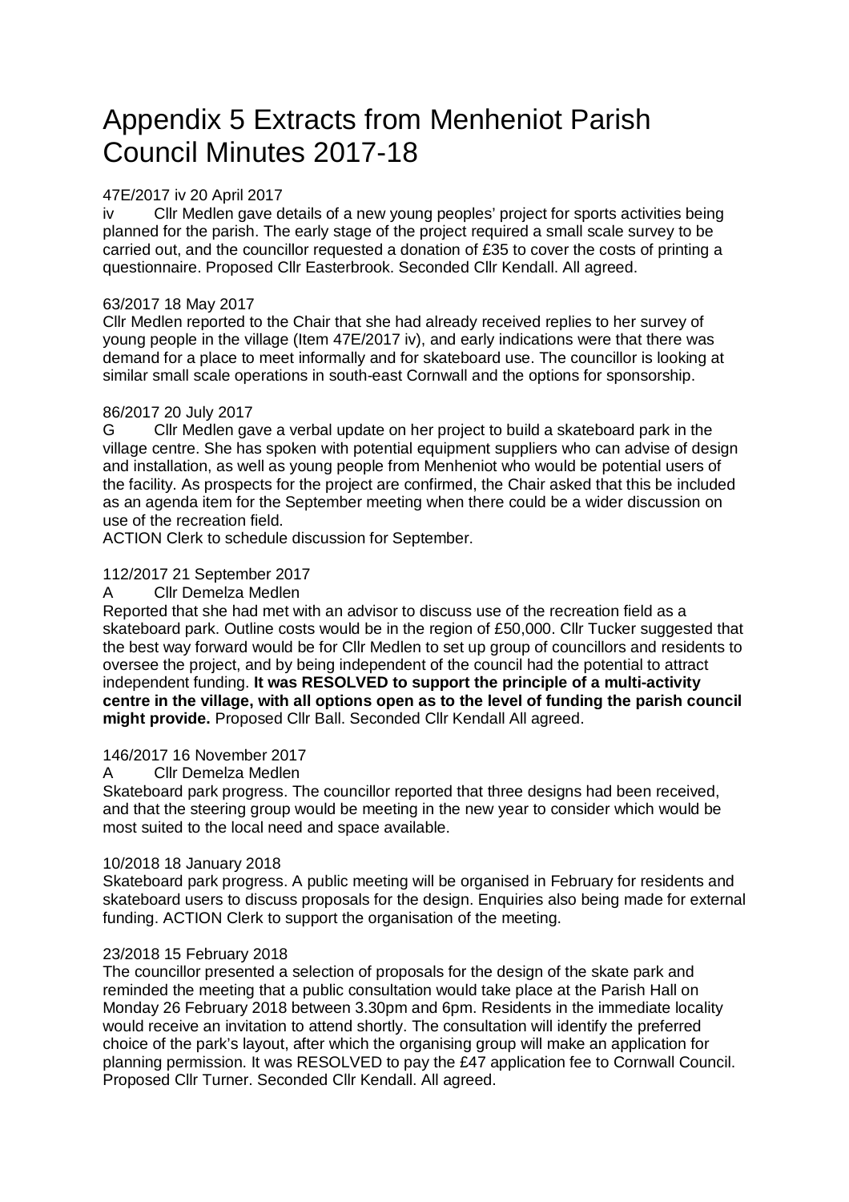# Appendix 5 Extracts from Menheniot Parish Council Minutes 2017-18

47E/2017 iv 20 April 2017

iv Cllr Medlen gave details of a new young peoples' project for sports activities being planned for the parish. The early stage of the project required a small scale survey to be carried out, and the councillor requested a donation of £35 to cover the costs of printing a questionnaire. Proposed Cllr Easterbrook. Seconded Cllr Kendall. All agreed.

63/2017 18 May 2017

Cllr Medlen reported to the Chair that she had already received replies to her survey of young people in the village (Item 47E/2017 iv), and early indications were that there was demand for a place to meet informally and for skateboard use. The councillor is looking at similar small scale operations in south-east Cornwall and the options for sponsorship.

86/2017 20 July 2017

G Cllr Medlen gave a verbal update on her project to build a skateboard park in the village centre. She has spoken with potential equipment suppliers who can advise of design and installation, as well as young people from Menheniot who would be potential users of the facility. As prospects for the project are confirmed, the Chair asked that this be included as an agenda item for the September meeting when there could be a wider discussion on use of the recreation field.

ACTION Clerk to schedule discussion for September.

112/2017 21 September 2017

A Cllr Demelza Medlen

Reported that she had met with an advisor to discuss use of the recreation field as a skateboard park. Outline costs would be in the region of £50,000. Cllr Tucker suggested that the best way forward would be for Cllr Medlen to set up group of councillors and residents to oversee the project, and by being independent of the council had the potential to attract independent funding. **It was RESOLVED to support the principle of a multi-activity centre in the village, with all options open as to the level of funding the parish council might provide.** Proposed Cllr Ball. Seconded Cllr Kendall All agreed.

146/2017 16 November 2017

A Cllr Demelza Medlen

Skateboard park progress. The councillor reported that three designs had been received, and that the steering group would be meeting in the new year to consider which would be most suited to the local need and space available.

10/2018 18 January 2018

Skateboard park progress. A public meeting will be organised in February for residents and skateboard users to discuss proposals for the design. Enquiries also being made for external funding. ACTION Clerk to support the organisation of the meeting.

23/2018 15 February 2018

The councillor presented a selection of proposals for the design of the skate park and reminded the meeting that a public consultation would take place at the Parish Hall on Monday 26 February 2018 between 3.30pm and 6pm. Residents in the immediate locality would receive an invitation to attend shortly. The consultation will identify the preferred choice of the park's layout, after which the organising group will make an application for planning permission. It was RESOLVED to pay the £47 application fee to Cornwall Council. Proposed Cllr Turner. Seconded Cllr Kendall. All agreed.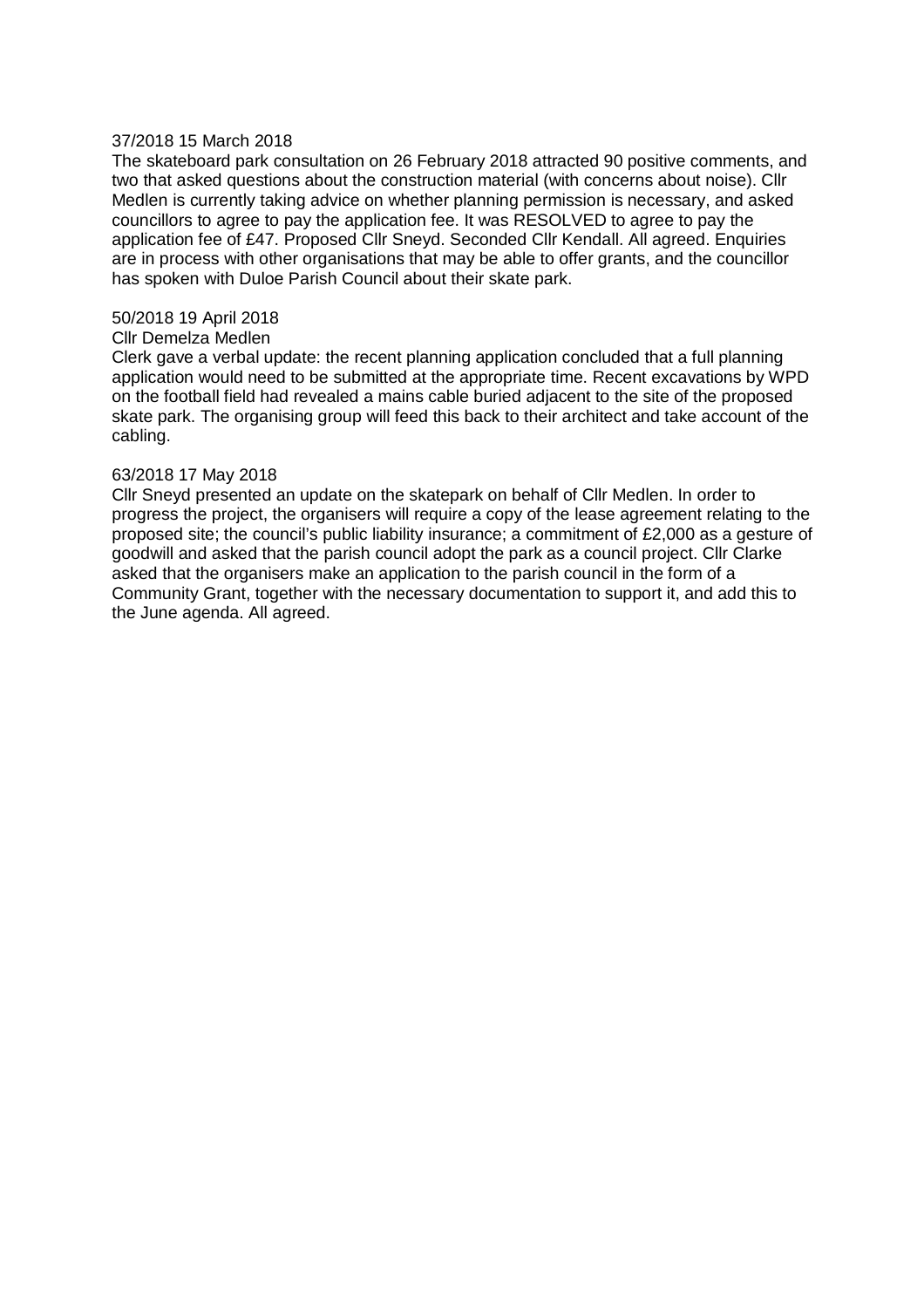37/2018 15 March 2018

The skateboard park consultation on 26 February 2018 attracted 90 positive comments, and two that asked questions about the construction material (with concerns about noise). Cllr Medlen is currently taking advice on whether planning permission is necessary, and asked councillors to agree to pay the application fee. It was RESOLVED to agree to pay the application fee of £47. Proposed Cllr Sneyd. Seconded Cllr Kendall. All agreed. Enquiries are in process with other organisations that may be able to offer grants, and the councillor has spoken with Duloe Parish Council about their skate park.

50/2018 19 April 2018

Cllr Demelza Medlen

Clerk gave a verbal update: the recent planning application concluded that a full planning application would need to be submitted at the appropriate time. Recent excavations by WPD on the football field had revealed a mains cable buried adjacent to the site of the proposed skate park. The organising group will feed this back to their architect and take account of the cabling.

63/2018 17 May 2018

Cllr Sneyd presented an update on the skatepark on behalf of Cllr Medlen. In order to progress the project, the organisers will require a copy of the lease agreement relating to the proposed site; the council's public liability insurance; a commitment of £2,000 as a gesture of goodwill and asked that the parish council adopt the park as a council project. Cllr Clarke asked that the organisers make an application to the parish council in the form of a Community Grant, together with the necessary documentation to support it, and add this to the June agenda. All agreed.